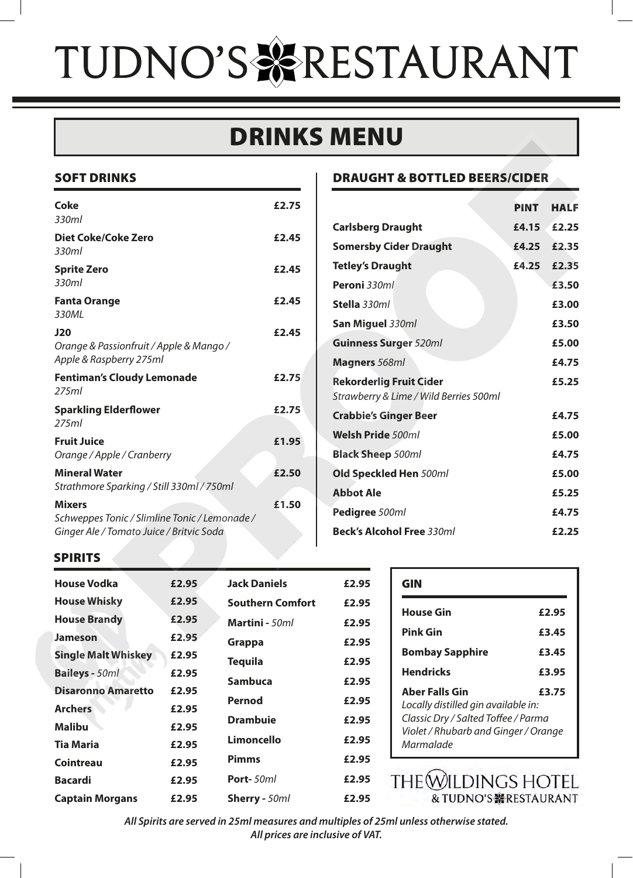# TUDNO'S RESTAURANT

## DRINKS MENU

### SOFT DRINKS

| Item | Price |
|---|---|
| **Coke** *330ml* | £2.75 |
| **Diet Coke/Coke Zero** *330ml* | £2.45 |
| **Sprite Zero** *330ml* | £2.45 |
| **Fanta Orange** *330ML* | £2.45 |
| **J20** *Orange & Passionfruit / Apple & Mango / Apple & Raspberry 275ml* | £2.45 |
| **Fentiman's Cloudy Lemonade** *275ml* | £2.75 |
| **Sparkling Elderflower** *275ml* | £2.75 |
| **Fruit Juice** *Orange / Apple / Cranberry* | £1.95 |
| **Mineral Water** *Strathmore Sparking / Still 330ml / 750ml* | £2.50 |
| **Mixers** *Schweppes Tonic / Slimline Tonic / Lemonade / Ginger Ale / Tomato Juice / Britvic Soda* | £1.50 |

### DRAUGHT & BOTTLED BEERS/CIDER

| | PINT | HALF |
|---|---|---|
| **Carlsberg Draught** | £4.15 | £2.25 |
| **Somersby Cider Draught** | £4.25 | £2.35 |
| **Tetley's Draught** | £4.25 | £2.35 |
| **Peroni** *330ml* | | £3.50 |
| **Stella** *330ml* | | £3.00 |
| **San Miguel** *330ml* | | £3.50 |
| **Guinness Surger** *520ml* | | £5.00 |
| **Magners** *568ml* | | £4.75 |
| **Rekorderlig Fruit Cider** *Strawberry & Lime / Wild Berries 500ml* | | £5.25 |
| **Crabbie's Ginger Beer** | | £4.75 |
| **Welsh Pride** *500ml* | | £5.00 |
| **Black Sheep** *500ml* | | £4.75 |
| **Old Speckled Hen** *500ml* | | £5.00 |
| **Abbot Ale** | | £5.25 |
| **Pedigree** *500ml* | | £4.75 |
| **Beck's Alcohol Free** *330ml* | | £2.25 |

### SPIRITS

| Item | Price |
|---|---|
| **House Vodka** | £2.95 |
| **House Whisky** | £2.95 |
| **House Brandy** | £2.95 |
| **Jameson** | £2.95 |
| **Single Malt Whiskey** | £2.95 |
| **Baileys** - *50ml* | £2.95 |
| **Disaronno Amaretto** | £2.95 |
| **Archers** | £2.95 |
| **Malibu** | £2.95 |
| **Tia Maria** | £2.95 |
| **Cointreau** | £2.95 |
| **Bacardi** | £2.95 |
| **Captain Morgans** | £2.95 |
| **Jack Daniels** | £2.95 |
| **Southern Comfort** | £2.95 |
| **Martini** - *50ml* | £2.95 |
| **Grappa** | £2.95 |
| **Tequila** | £2.95 |
| **Sambuca** | £2.95 |
| **Pernod** | £2.95 |
| **Drambuie** | £2.95 |
| **Limoncello** | £2.95 |
| **Pimms** | £2.95 |
| **Port**- *50ml* | £2.95 |
| **Sherry** - *50ml* | £2.95 |

### GIN

| Item | Price |
|---|---|
| **House Gin** | £2.95 |
| **Pink Gin** | £3.45 |
| **Bombay Sapphire** | £3.45 |
| **Hendricks** | £3.95 |
| **Aber Falls Gin** *Locally distilled gin available in: Classic Dry / Salted Toffee / Parma Violet / Rhubarb and Ginger / Orange Marmalade* | £3.75 |

THE WILDINGS HOTEL & TUDNO'S RESTAURANT

***All Spirits are served in 25ml measures and multiples of 25ml unless otherwise stated.***
***All prices are inclusive of VAT.***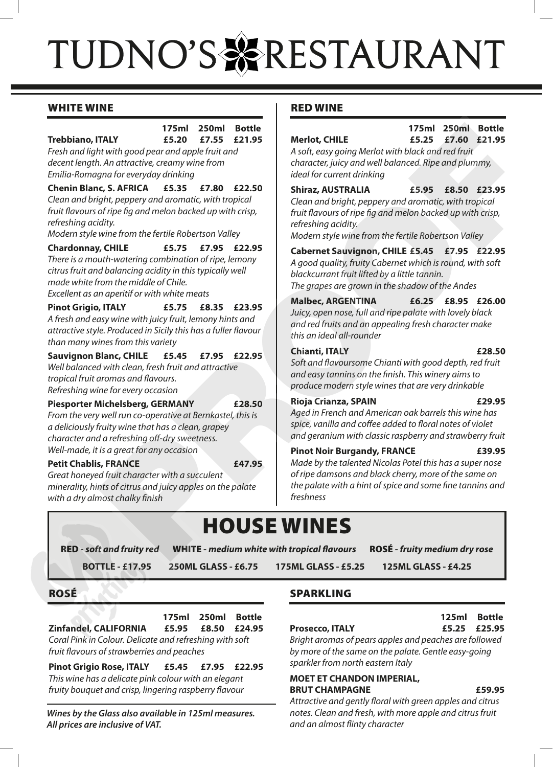# TUDNO'S RESTAURANT

## WHITE WINE

| | 175ml | 250ml | Bottle |
|---|---|---|---|
| **Trebbiano, ITALY** | £5.20 | £7.55 | £21.95 |

*Fresh and light with good pear and apple fruit and decent length. An attractive, creamy wine from Emilia-Romagna for everyday drinking*

**Chenin Blanc, S. AFRICA** £5.35 £7.80 £22.50

*Clean and bright, peppery and aromatic, with tropical fruit flavours of ripe fig and melon backed up with crisp, refreshing acidity.*
*Modern style wine from the fertile Robertson Valley*

**Chardonnay, CHILE** £5.75 £7.95 £22.95

*There is a mouth-watering combination of ripe, lemony citrus fruit and balancing acidity in this typically well made white from the middle of Chile.*
*Excellent as an aperitif or with white meats*

**Pinot Grigio, ITALY** £5.75 £8.35 £23.95

*A fresh and easy wine with juicy fruit, lemony hints and attractive style. Produced in Sicily this has a fuller flavour than many wines from this variety*

**Sauvignon Blanc, CHILE** £5.45 £7.95 £22.95

*Well balanced with clean, fresh fruit and attractive tropical fruit aromas and flavours.*
*Refreshing wine for every occasion*

**Piesporter Michelsberg, GERMANY** £28.50

*From the very well run co-operative at Bernkastel, this is a deliciously fruity wine that has a clean, grapey character and a refreshing off-dry sweetness.*
*Well-made, it is a great for any occasion*

**Petit Chablis, FRANCE** £47.95

*Great honeyed fruit character with a succulent minerality, hints of citrus and juicy apples on the palate with a dry almost chalky finish*

## RED WINE

| | 175ml | 250ml | Bottle |
|---|---|---|---|
| **Merlot, CHILE** | £5.25 | £7.60 | £21.95 |

*A soft, easy going Merlot with black and red fruit character, juicy and well balanced. Ripe and plummy, ideal for current drinking*

**Shiraz, AUSTRALIA** £5.95 £8.50 £23.95

*Clean and bright, peppery and aromatic, with tropical fruit flavours of ripe fig and melon backed up with crisp, refreshing acidity.*
*Modern style wine from the fertile Robertson Valley*

**Cabernet Sauvignon, CHILE** £5.45 £7.95 £22.95

*A good quality, fruity Cabernet which is round, with soft blackcurrant fruit lifted by a little tannin.*
*The grapes are grown in the shadow of the Andes*

**Malbec, ARGENTINA** £6.25 £8.95 £26.00

*Juicy, open nose, full and ripe palate with lovely black and red fruits and an appealing fresh character make this an ideal all-rounder*

**Chianti, ITALY** £28.50

*Soft and flavoursome Chianti with good depth, red fruit and easy tannins on the finish. This winery aims to produce modern style wines that are very drinkable*

**Rioja Crianza, SPAIN** £29.95

*Aged in French and American oak barrels this wine has spice, vanilla and coffee added to floral notes of violet and geranium with classic raspberry and strawberry fruit*

**Pinot Noir Burgandy, FRANCE** £39.95

*Made by the talented Nicolas Potel this has a super nose of ripe damsons and black cherry, more of the same on the palate with a hint of spice and some fine tannins and freshness*

## HOUSE WINES

**RED** - *soft and fruity red* **WHITE** - *medium white with tropical flavours* **ROSÉ** - *fruity medium dry rose*

**BOTTLE - £17.95** **250ML GLASS - £6.75** **175ML GLASS - £5.25** **125ML GLASS - £4.25**

## ROSÉ

| | 175ml | 250ml | Bottle |
|---|---|---|---|
| **Zinfandel, CALIFORNIA** | £5.95 | £8.50 | £24.95 |

*Coral Pink in Colour. Delicate and refreshing with soft fruit flavours of strawberries and peaches*

**Pinot Grigio Rose, ITALY** £5.45 £7.95 £22.95

*This wine has a delicate pink colour with an elegant fruity bouquet and crisp, lingering raspberry flavour*

***Wines by the Glass also available in 125ml measures.***
***All prices are inclusive of VAT.***

## SPARKLING

| | 125ml | Bottle |
|---|---|---|
| **Prosecco, ITALY** | £5.25 | £25.95 |

*Bright aromas of pears apples and peaches are followed by more of the same on the palate. Gentle easy-going sparkler from north eastern Italy*

**MOET ET CHANDON IMPERIAL, BRUT CHAMPAGNE** £59.95

*Attractive and gently floral with green apples and citrus notes. Clean and fresh, with more apple and citrus fruit and an almost flinty character*